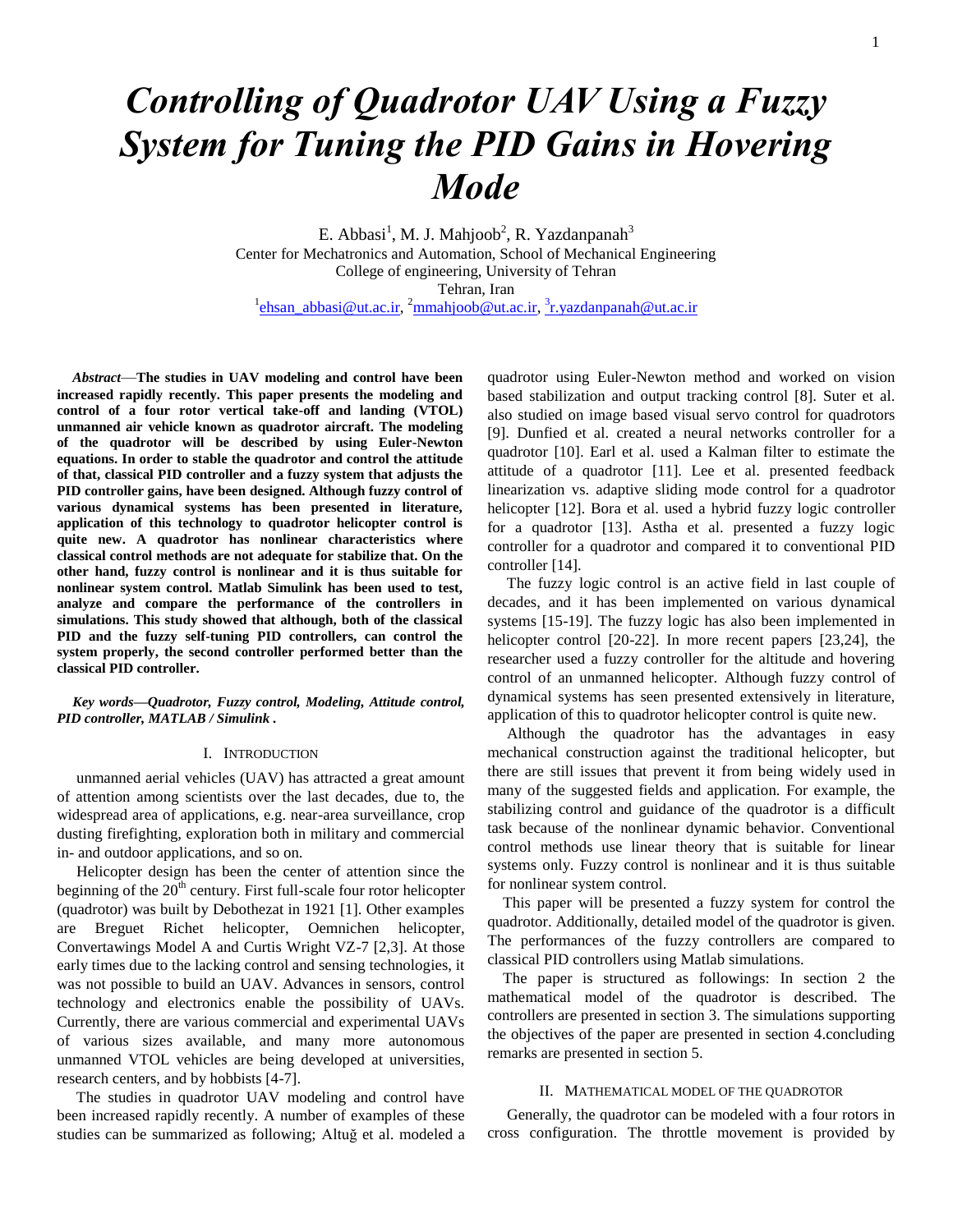# Controlling of Quadrotor UAV Using a Fuzzy System for Tuning the PID Gains in Hovering Mode

E. Abbasi[1], M. J. Mahjoob[2], R. Yazdanpanah[3]
Center for Mechatronics and Automation, School of Mechanical Engineering
College of engineering, University of Tehran
Tehran, Iran
[1]ehsan_abbasi@ut.ac.ir, [2]mmahjoob@ut.ac.ir, [3]r.yazdanpanah@ut.ac.ir

***Abstract*—The studies in UAV modeling and control have been increased rapidly recently. This paper presents the modeling and control of a four rotor vertical take-off and landing (VTOL) unmanned air vehicle known as quadrotor aircraft. The modeling of the quadrotor will be described by using Euler-Newton equations. In order to stable the quadrotor and control the attitude of that, classical PID controller and a fuzzy system that adjusts the PID controller gains, have been designed. Although fuzzy control of various dynamical systems has been presented in literature, application of this technology to quadrotor helicopter control is quite new. A quadrotor has nonlinear characteristics where classical control methods are not adequate for stabilize that. On the other hand, fuzzy control is nonlinear and it is thus suitable for nonlinear system control. Matlab Simulink has been used to test, analyze and compare the performance of the controllers in simulations. This study showed that although, both of the classical PID and the fuzzy self-tuning PID controllers, can control the system properly, the second controller performed better than the classical PID controller.**

***Key words—Quadrotor, Fuzzy control, Modeling, Attitude control, PID controller, MATLAB / Simulink .***

## I. Introduction

unmanned aerial vehicles (UAV) has attracted a great amount of attention among scientists over the last decades, due to, the widespread area of applications, e.g. near-area surveillance, crop dusting firefighting, exploration both in military and commercial in- and outdoor applications, and so on.

Helicopter design has been the center of attention since the beginning of the 20th century. First full-scale four rotor helicopter (quadrotor) was built by Debothezat in 1921 [1]. Other examples are Breguet Richet helicopter, Oemnichen helicopter, Convertawings Model A and Curtis Wright VZ-7 [2,3]. At those early times due to the lacking control and sensing technologies, it was not possible to build an UAV. Advances in sensors, control technology and electronics enable the possibility of UAVs. Currently, there are various commercial and experimental UAVs of various sizes available, and many more autonomous unmanned VTOL vehicles are being developed at universities, research centers, and by hobbists [4-7].

The studies in quadrotor UAV modeling and control have been increased rapidly recently. A number of examples of these studies can be summarized as following; Altuğ et al. modeled a quadrotor using Euler-Newton method and worked on vision based stabilization and output tracking control [8]. Suter et al. also studied on image based visual servo control for quadrotors [9]. Dunfied et al. created a neural networks controller for a quadrotor [10]. Earl et al. used a Kalman filter to estimate the attitude of a quadrotor [11]. Lee et al. presented feedback linearization vs. adaptive sliding mode control for a quadrotor helicopter [12]. Bora et al. used a hybrid fuzzy logic controller for a quadrotor [13]. Astha et al. presented a fuzzy logic controller for a quadrotor and compared it to conventional PID controller [14].

The fuzzy logic control is an active field in last couple of decades, and it has been implemented on various dynamical systems [15-19]. The fuzzy logic has also been implemented in helicopter control [20-22]. In more recent papers [23,24], the researcher used a fuzzy controller for the altitude and hovering control of an unmanned helicopter. Although fuzzy control of dynamical systems has seen presented extensively in literature, application of this to quadrotor helicopter control is quite new.

Although the quadrotor has the advantages in easy mechanical construction against the traditional helicopter, but there are still issues that prevent it from being widely used in many of the suggested fields and application. For example, the stabilizing control and guidance of the quadrotor is a difficult task because of the nonlinear dynamic behavior. Conventional control methods use linear theory that is suitable for linear systems only. Fuzzy control is nonlinear and it is thus suitable for nonlinear system control.

This paper will be presented a fuzzy system for control the quadrotor. Additionally, detailed model of the quadrotor is given. The performances of the fuzzy controllers are compared to classical PID controllers using Matlab simulations.

The paper is structured as followings: In section 2 the mathematical model of the quadrotor is described. The controllers are presented in section 3. The simulations supporting the objectives of the paper are presented in section 4.concluding remarks are presented in section 5.

## II. Mathematical Model of the Quadrotor

Generally, the quadrotor can be modeled with a four rotors in cross configuration. The throttle movement is provided by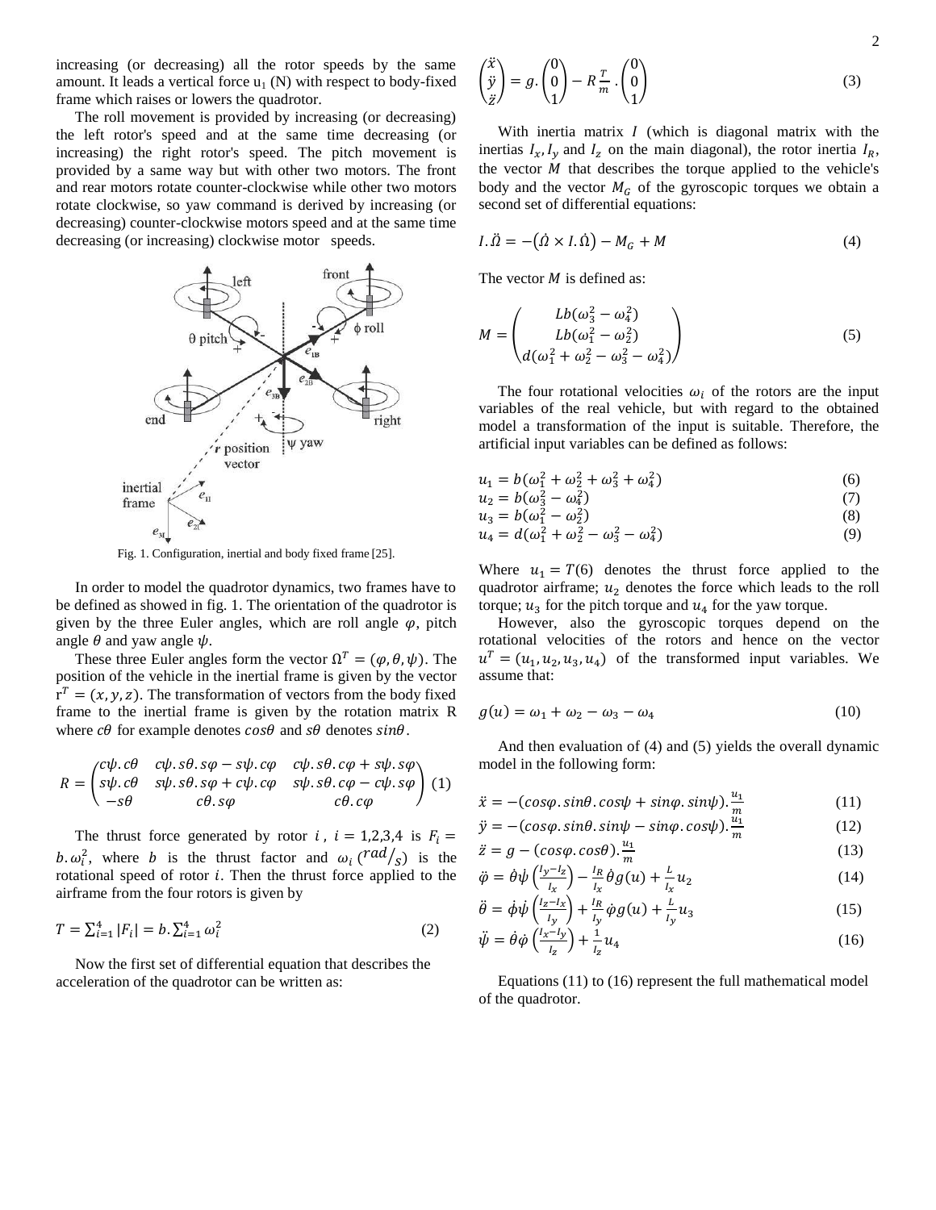increasing (or decreasing) all the rotor speeds by the same amount. It leads a vertical force $u_1$ (N) with respect to body-fixed frame which raises or lowers the quadrotor.

The roll movement is provided by increasing (or decreasing) the left rotor's speed and at the same time decreasing (or increasing) the right rotor's speed. The pitch movement is provided by a same way but with other two motors. The front and rear motors rotate counter-clockwise while other two motors rotate clockwise, so yaw command is derived by increasing (or decreasing) counter-clockwise motors speed and at the same time decreasing (or increasing) clockwise motor speeds.

Fig. 1. Configuration, inertial and body fixed frame [25].

In order to model the quadrotor dynamics, two frames have to be defined as showed in fig. 1. The orientation of the quadrotor is given by the three Euler angles, which are roll angle $\varphi$, pitch angle $\theta$ and yaw angle $\psi$.

These three Euler angles form the vector $\Omega^T = (\varphi, \theta, \psi)$. The position of the vehicle in the inertial frame is given by the vector $r^T = (x, y, z)$. The transformation of vectors from the body fixed frame to the inertial frame is given by the rotation matrix R where $c\theta$ for example denotes $cos\theta$ and $s\theta$ denotes $sin\theta$.

$$R = \begin{pmatrix} c\psi.c\theta & c\psi.s\theta.s\varphi - s\psi.c\varphi & c\psi.s\theta.c\varphi + s\psi.s\varphi \\ s\psi.c\theta & s\psi.s\theta.s\varphi + c\psi.c\varphi & s\psi.s\theta.c\varphi - c\psi.s\varphi \\ -s\theta & c\theta.s\varphi & c\theta.c\varphi \end{pmatrix} \quad (1)$$

The thrust force generated by rotor $i$, $i = 1,2,3,4$ is $F_i = b.\omega_i^2$, where $b$ is the thrust factor and $\omega_i$ $(rad/s)$ is the rotational speed of rotor $i$. Then the thrust force applied to the airframe from the four rotors is given by

$$T = \sum_{i=1}^{4} |F_i| = b.\sum_{i=1}^{4} \omega_i^2 \quad (2)$$

Now the first set of differential equation that describes the acceleration of the quadrotor can be written as:

$$\begin{pmatrix} \ddot{x} \\ \ddot{y} \\ \ddot{z} \end{pmatrix} = g.\begin{pmatrix} 0 \\ 0 \\ 1 \end{pmatrix} - R\frac{T}{m}.\begin{pmatrix} 0 \\ 0 \\ 1 \end{pmatrix} \quad (3)$$

With inertia matrix $I$ (which is diagonal matrix with the inertias $I_x, I_y$ and $I_z$ on the main diagonal), the rotor inertia $I_R$, the vector $M$ that describes the torque applied to the vehicle's body and the vector $M_G$ of the gyroscopic torques we obtain a second set of differential equations:

$$I.\ddot{\Omega} = -(\dot{\Omega} \times I.\dot{\Omega}) - M_G + M \quad (4)$$

The vector $M$ is defined as:

$$M = \begin{pmatrix} Lb(\omega_3^2 - \omega_4^2) \\ Lb(\omega_1^2 - \omega_2^2) \\ d(\omega_1^2 + \omega_2^2 - \omega_3^2 - \omega_4^2) \end{pmatrix} \quad (5)$$

The four rotational velocities $\omega_i$ of the rotors are the input variables of the real vehicle, but with regard to the obtained model a transformation of the input is suitable. Therefore, the artificial input variables can be defined as follows:

$$u_1 = b(\omega_1^2 + \omega_2^2 + \omega_3^2 + \omega_4^2) \quad (6)$$
$$u_2 = b(\omega_3^2 - \omega_4^2) \quad (7)$$
$$u_3 = b(\omega_1^2 - \omega_2^2) \quad (8)$$
$$u_4 = d(\omega_1^2 + \omega_2^2 - \omega_3^2 - \omega_4^2) \quad (9)$$

Where $u_1 = T(6)$ denotes the thrust force applied to the quadrotor airframe; $u_2$ denotes the force which leads to the roll torque; $u_3$ for the pitch torque and $u_4$ for the yaw torque.

However, also the gyroscopic torques depend on the rotational velocities of the rotors and hence on the vector $u^T = (u_1, u_2, u_3, u_4)$ of the transformed input variables. We assume that:

$$g(u) = \omega_1 + \omega_2 - \omega_3 - \omega_4 \quad (10)$$

And then evaluation of (4) and (5) yields the overall dynamic model in the following form:

$$\ddot{x} = -(cos\varphi.sin\theta.cos\psi + sin\varphi.sin\psi).\frac{u_1}{m} \quad (11)$$
$$\ddot{y} = -(cos\varphi.sin\theta.sin\psi - sin\varphi.cos\psi).\frac{u_1}{m} \quad (12)$$
$$\ddot{z} = g - (cos\varphi.cos\theta).\frac{u_1}{m} \quad (13)$$
$$\ddot{\varphi} = \dot{\theta}\dot{\psi}\left(\frac{I_y - I_z}{I_x}\right) - \frac{I_R}{I_x}\dot{\theta}g(u) + \frac{L}{I_x}u_2 \quad (14)$$
$$\ddot{\theta} = \dot{\phi}\dot{\psi}\left(\frac{I_z - I_x}{I_y}\right) + \frac{I_R}{I_y}\dot{\varphi}g(u) + \frac{L}{I_y}u_3 \quad (15)$$
$$\ddot{\psi} = \dot{\theta}\dot{\varphi}\left(\frac{I_x - I_y}{I_z}\right) + \frac{1}{I_z}u_4 \quad (16)$$

Equations (11) to (16) represent the full mathematical model of the quadrotor.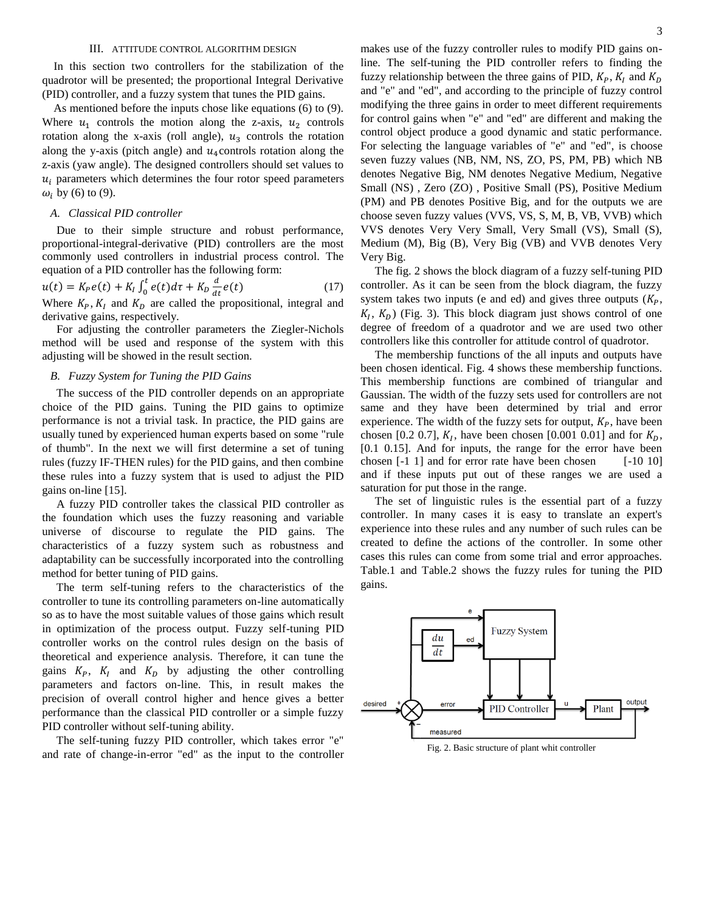## III. ATTITUDE CONTROL ALGORITHM DESIGN

In this section two controllers for the stabilization of the quadrotor will be presented; the proportional Integral Derivative (PID) controller, and a fuzzy system that tunes the PID gains.

As mentioned before the inputs chose like equations (6) to (9). Where $u_1$ controls the motion along the z-axis, $u_2$ controls rotation along the x-axis (roll angle), $u_3$ controls the rotation along the y-axis (pitch angle) and $u_4$ controls rotation along the z-axis (yaw angle). The designed controllers should set values to $u_i$ parameters which determines the four rotor speed parameters $\omega_i$ by (6) to (9).

### A. Classical PID controller

Due to their simple structure and robust performance, proportional-integral-derivative (PID) controllers are the most commonly used controllers in industrial process control. The equation of a PID controller has the following form:

$$u(t) = K_P e(t) + K_I \int_0^t e(t) d\tau + K_D \frac{d}{dt} e(t) \tag{17}$$

Where $K_P$, $K_I$ and $K_D$ are called the propositional, integral and derivative gains, respectively.

For adjusting the controller parameters the Ziegler-Nichols method will be used and response of the system with this adjusting will be showed in the result section.

### B. Fuzzy System for Tuning the PID Gains

The success of the PID controller depends on an appropriate choice of the PID gains. Tuning the PID gains to optimize performance is not a trivial task. In practice, the PID gains are usually tuned by experienced human experts based on some "rule of thumb". In the next we will first determine a set of tuning rules (fuzzy IF-THEN rules) for the PID gains, and then combine these rules into a fuzzy system that is used to adjust the PID gains on-line [15].

A fuzzy PID controller takes the classical PID controller as the foundation which uses the fuzzy reasoning and variable universe of discourse to regulate the PID gains. The characteristics of a fuzzy system such as robustness and adaptability can be successfully incorporated into the controlling method for better tuning of PID gains.

The term self-tuning refers to the characteristics of the controller to tune its controlling parameters on-line automatically so as to have the most suitable values of those gains which result in optimization of the process output. Fuzzy self-tuning PID controller works on the control rules design on the basis of theoretical and experience analysis. Therefore, it can tune the gains $K_P$, $K_I$ and $K_D$ by adjusting the other controlling parameters and factors on-line. This, in result makes the precision of overall control higher and hence gives a better performance than the classical PID controller or a simple fuzzy PID controller without self-tuning ability.

The self-tuning fuzzy PID controller, which takes error "e" and rate of change-in-error "ed" as the input to the controller makes use of the fuzzy controller rules to modify PID gains on-line. The self-tuning the PID controller refers to finding the fuzzy relationship between the three gains of PID, $K_P$, $K_I$ and $K_D$ and "e" and "ed", and according to the principle of fuzzy control modifying the three gains in order to meet different requirements for control gains when "e" and "ed" are different and making the control object produce a good dynamic and static performance. For selecting the language variables of "e" and "ed", is choose seven fuzzy values (NB, NM, NS, ZO, PS, PM, PB) which NB denotes Negative Big, NM denotes Negative Medium, Negative Small (NS) , Zero (ZO) , Positive Small (PS), Positive Medium (PM) and PB denotes Positive Big, and for the outputs we are choose seven fuzzy values (VVS, VS, S, M, B, VB, VVB) which VVS denotes Very Very Small, Very Small (VS), Small (S), Medium (M), Big (B), Very Big (VB) and VVB denotes Very Very Big.

The fig. 2 shows the block diagram of a fuzzy self-tuning PID controller. As it can be seen from the block diagram, the fuzzy system takes two inputs (e and ed) and gives three outputs ($K_P$, $K_I$, $K_D$) (Fig. 3). This block diagram just shows control of one degree of freedom of a quadrotor and we are used two other controllers like this controller for attitude control of quadrotor.

The membership functions of the all inputs and outputs have been chosen identical. Fig. 4 shows these membership functions. This membership functions are combined of triangular and Gaussian. The width of the fuzzy sets used for controllers are not same and they have been determined by trial and error experience. The width of the fuzzy sets for output, $K_P$, have been chosen [0.2 0.7], $K_I$, have been chosen [0.001 0.01] and for $K_D$, [0.1 0.15]. And for inputs, the range for the error have been chosen [-1 1] and for error rate have been chosen [-10 10] and if these inputs put out of these ranges we are used a saturation for put those in the range.

The set of linguistic rules is the essential part of a fuzzy controller. In many cases it is easy to translate an expert's experience into these rules and any number of such rules can be created to define the actions of the controller. In some other cases this rules can come from some trial and error approaches. Table.1 and Table.2 shows the fuzzy rules for tuning the PID gains.

e

$\frac{du}{dt}$

ed

Fuzzy System

desired

error

PID Controller

u

Plant

output

measured

Fig. 2. Basic structure of plant whit controller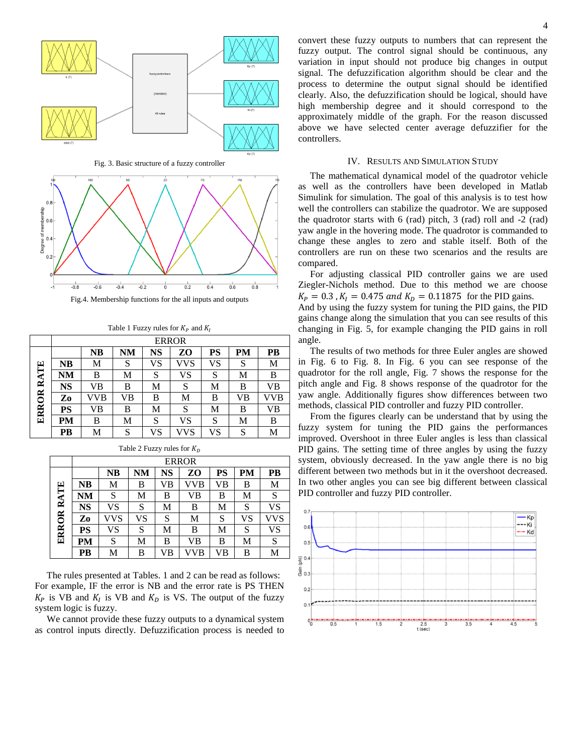Fig. 3. Basic structure of a fuzzy controller

Fig.4. Membership functions for the all inputs and outputs

Table 1 Fuzzy rules for $K_P$ and $K_I$

| | | ERROR | | | | | | |
|---|---|---|---|---|---|---|---|---|
| | | **NB** | **NM** | **NS** | **ZO** | **PS** | **PM** | **PB** |
| **ERROR RATE** | **NB** | M | S | VS | VVS | VS | S | M |
| | **NM** | B | M | S | VS | S | M | B |
| | **NS** | VB | B | M | S | M | B | VB |
| | **Zo** | VVB | VB | B | M | B | VB | VVB |
| | **PS** | VB | B | M | S | M | B | VB |
| | **PM** | B | M | S | VS | S | M | B |
| | **PB** | M | S | VS | VVS | VS | S | M |

Table 2 Fuzzy rules for $K_D$

| | | ERROR | | | | | | |
|---|---|---|---|---|---|---|---|---|
| | | **NB** | **NM** | **NS** | **ZO** | **PS** | **PM** | **PB** |
| **ERROR RATE** | **NB** | M | B | VB | VVB | VB | B | M |
| | **NM** | S | M | B | VB | B | M | S |
| | **NS** | VS | S | M | B | M | S | VS |
| | **Zo** | VVS | VS | S | M | S | VS | VVS |
| | **PS** | VS | S | M | B | M | S | VS |
| | **PM** | S | M | B | VB | B | M | S |
| | **PB** | M | B | VB | VVB | VB | B | M |

The rules presented at Tables. 1 and 2 can be read as follows: For example, IF the error is NB and the error rate is PS THEN $K_P$ is VB and $K_I$ is VB and $K_D$ is VS. The output of the fuzzy system logic is fuzzy.

We cannot provide these fuzzy outputs to a dynamical system as control inputs directly. Defuzzification process is needed to convert these fuzzy outputs to numbers that can represent the fuzzy output. The control signal should be continuous, any variation in input should not produce big changes in output signal. The defuzzification algorithm should be clear and the process to determine the output signal should be identified clearly. Also, the defuzzification should be logical, should have high membership degree and it should correspond to the approximately middle of the graph. For the reason discussed above we have selected center average defuzzifier for the controllers.

## IV. Results and Simulation Study

The mathematical dynamical model of the quadrotor vehicle as well as the controllers have been developed in Matlab Simulink for simulation. The goal of this analysis is to test how well the controllers can stabilize the quadrotor. We are supposed the quadrotor starts with 6 (rad) pitch, 3 (rad) roll and -2 (rad) yaw angle in the hovering mode. The quadrotor is commanded to change these angles to zero and stable itself. Both of the controllers are run on these two scenarios and the results are compared.

For adjusting classical PID controller gains we are used Ziegler-Nichols method. Due to this method we are choose $K_P = 0.3$ , $K_I = 0.475$ $and$ $K_D = 0.11875$ for the PID gains. And by using the fuzzy system for tuning the PID gains, the PID gains change along the simulation that you can see results of this changing in Fig. 5, for example changing the PID gains in roll angle.

The results of two methods for three Euler angles are showed in Fig. 6 to Fig. 8. In Fig. 6 you can see response of the quadrotor for the roll angle, Fig. 7 shows the response for the pitch angle and Fig. 8 shows response of the quadrotor for the yaw angle. Additionally figures show differences between two methods, classical PID controller and fuzzy PID controller.

From the figures clearly can be understand that by using the fuzzy system for tuning the PID gains the performances improved. Overshoot in three Euler angles is less than classical PID gains. The setting time of three angles by using the fuzzy system, obviously decreased. In the yaw angle there is no big different between two methods but in it the overshoot decreased. In two other angles you can see big different between classical PID controller and fuzzy PID controller.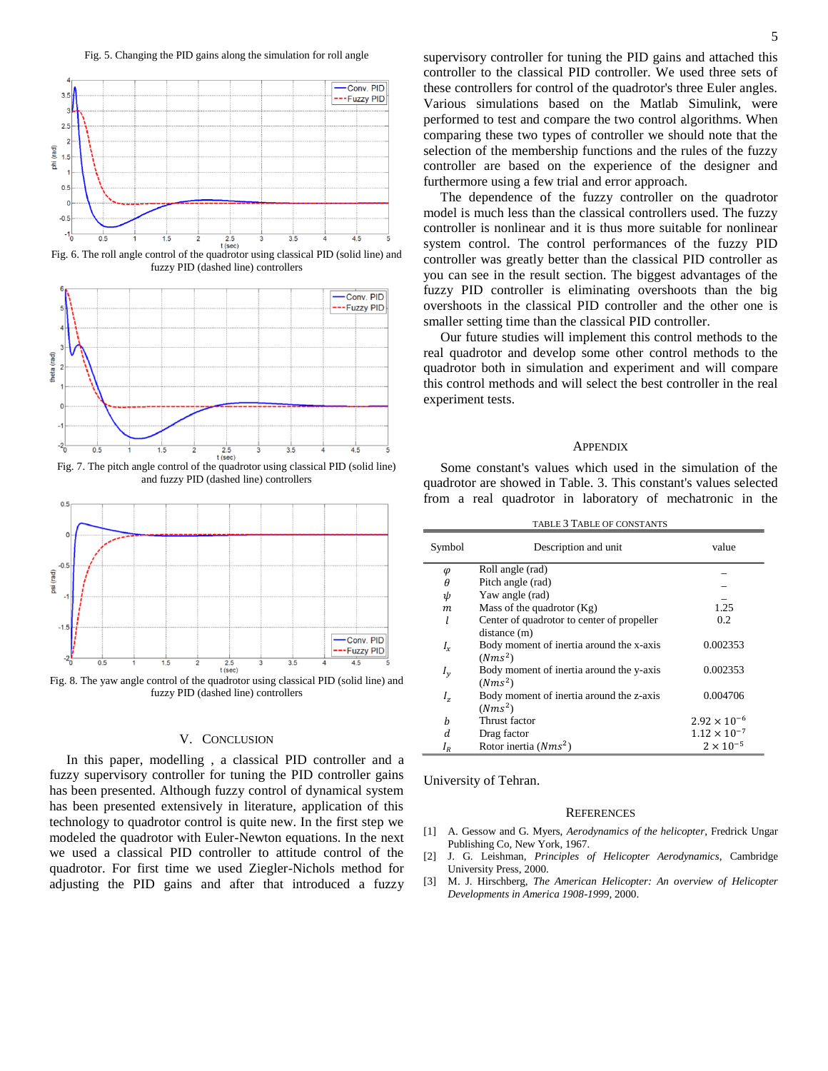Fig. 5. Changing the PID gains along the simulation for roll angle

Conv. PID
Fuzzy PID
phi (rad)
t (sec)
4
3.5
3
2.5
2
1.5
1
0.5
0
-0.5
-1
0
0.5
1
1.5
2
2.5
3
3.5
4
4.5
5

Fig. 6. The roll angle control of the quadrotor using classical PID (solid line) and fuzzy PID (dashed line) controllers

Conv. PID
Fuzzy PID
theta (rad)
t (sec)
6
5
4
3
2
1
0
-1
-2
0
0.5
1
1.5
2
2.5
3
3.5
4
4.5
5

Fig. 7. The pitch angle control of the quadrotor using classical PID (solid line) and fuzzy PID (dashed line) controllers

Conv. PID
Fuzzy PID
psi (rad)
t (sec)
0.5
0
-0.5
-1
-1.5
-2
0
0.5
1
1.5
2
2.5
3
3.5
4
4.5
5

Fig. 8. The yaw angle control of the quadrotor using classical PID (solid line) and fuzzy PID (dashed line) controllers

## V. Conclusion

In this paper, modelling , a classical PID controller and a fuzzy supervisory controller for tuning the PID controller gains has been presented. Although fuzzy control of dynamical system has been presented extensively in literature, application of this technology to quadrotor control is quite new. In the first step we modeled the quadrotor with Euler-Newton equations. In the next we used a classical PID controller to attitude control of the quadrotor. For first time we used Ziegler-Nichols method for adjusting the PID gains and after that introduced a fuzzy supervisory controller for tuning the PID gains and attached this controller to the classical PID controller. We used three sets of these controllers for control of the quadrotor's three Euler angles. Various simulations based on the Matlab Simulink, were performed to test and compare the two control algorithms. When comparing these two types of controller we should note that the selection of the membership functions and the rules of the fuzzy controller are based on the experience of the designer and furthermore using a few trial and error approach.

The dependence of the fuzzy controller on the quadrotor model is much less than the classical controllers used. The fuzzy controller is nonlinear and it is thus more suitable for nonlinear system control. The control performances of the fuzzy PID controller was greatly better than the classical PID controller as you can see in the result section. The biggest advantages of the fuzzy PID controller is eliminating overshoots than the big overshoots in the classical PID controller and the other one is smaller setting time than the classical PID controller.

Our future studies will implement this control methods to the real quadrotor and develop some other control methods to the quadrotor both in simulation and experiment and will compare this control methods and will select the best controller in the real experiment tests.

## Appendix

Some constant's values which used in the simulation of the quadrotor are showed in Table. 3. This constant's values selected from a real quadrotor in laboratory of mechatronic in the University of Tehran.

Table 3 Table of constants

| Symbol | Description and unit | value |
|---|---|---|
| $\varphi$ | Roll angle (rad) | – |
| $\theta$ | Pitch angle (rad) | – |
| $\psi$ | Yaw angle (rad) | – |
| $m$ | Mass of the quadrotor (Kg) | 1.25 |
| $l$ | Center of quadrotor to center of propeller distance (m) | 0.2 |
| $I_x$ | Body moment of inertia around the x-axis ($Nms^2$) | 0.002353 |
| $I_y$ | Body moment of inertia around the y-axis ($Nms^2$) | 0.002353 |
| $I_z$ | Body moment of inertia around the z-axis ($Nms^2$) | 0.004706 |
| $b$ | Thrust factor | $2.92 \times 10^{-6}$ |
| $d$ | Drag factor | $1.12 \times 10^{-7}$ |
| $I_R$ | Rotor inertia ($Nms^2$) | $2 \times 10^{-5}$ |

## References

[1] A. Gessow and G. Myers, *Aerodynamics of the helicopter*, Fredrick Ungar Publishing Co, New York, 1967.

[2] J. G. Leishman, *Principles of Helicopter Aerodynamics*, Cambridge University Press, 2000.

[3] M. J. Hirschberg, *The American Helicopter: An overview of Helicopter Developments in America 1908-1999*, 2000.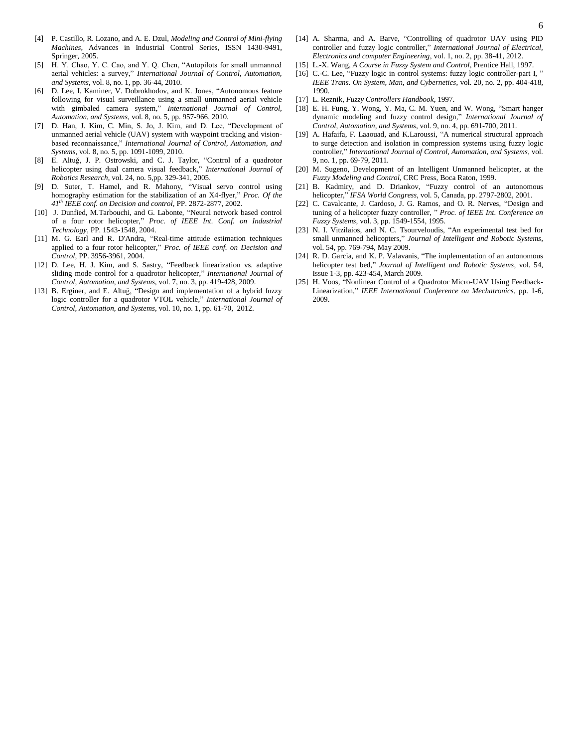[4] P. Castillo, R. Lozano, and A. E. Dzul, *Modeling and Control of Mini-flying Machines*, Advances in Industrial Control Series, ISSN 1430-9491, Springer, 2005.

[5] H. Y. Chao, Y. C. Cao, and Y. Q. Chen, "Autopilots for small unmanned aerial vehicles: a survey," *International Journal of Control, Automation, and Systems*, vol. 8, no. 1, pp. 36-44, 2010.

[6] D. Lee, I. Kaminer, V. Dobrokhodov, and K. Jones, "Autonomous feature following for visual surveillance using a small unmanned aerial vehicle with gimbaled camera system," *International Journal of Control, Automation, and Systems*, vol. 8, no. 5, pp. 957-966, 2010.

[7] D. Han, J. Kim, C. Min, S. Jo, J. Kim, and D. Lee, "Development of unmanned aerial vehicle (UAV) system with waypoint tracking and vision-based reconnaissance," *International Journal of Control, Automation, and Systems*, vol. 8, no. 5, pp. 1091-1099, 2010.

[8] E. Altuğ, J. P. Ostrowski, and C. J. Taylor, "Control of a quadrotor helicopter using dual camera visual feedback," *International Journal of Robotics Research*, vol. 24, no. 5,pp. 329-341, 2005.

[9] D. Suter, T. Hamel, and R. Mahony, "Visual servo control using homography estimation for the stabilization of an X4-flyer," *Proc. Of the 41th IEEE conf. on Decision and control*, PP. 2872-2877, 2002.

[10] J. Dunfied, M.Tarbouchi, and G. Labonte, "Neural network based control of a four rotor helicopter," *Proc. of IEEE Int. Conf. on Industrial Technology*, PP. 1543-1548, 2004.

[11] M. G. Earl and R. D'Andra, "Real-time attitude estimation techniques applied to a four rotor helicopter," *Proc. of IEEE conf. on Decision and Control*, PP. 3956-3961, 2004.

[12] D. Lee, H. J. Kim, and S. Sastry, "Feedback linearization vs. adaptive sliding mode control for a quadrotor helicopter," *International Journal of Control, Automation, and Systems*, vol. 7, no. 3, pp. 419-428, 2009.

[13] B. Erginer, and E. Altuğ, "Design and implementation of a hybrid fuzzy logic controller for a quadrotor VTOL vehicle," *International Journal of Control, Automation, and Systems*, vol. 10, no. 1, pp. 61-70, 2012.

[14] A. Sharma, and A. Barve, "Controlling of quadrotor UAV using PID controller and fuzzy logic controller," *International Journal of Electrical, Electronics and computer Engineering*, vol. 1, no. 2, pp. 38-41, 2012.

[15] L.-X. Wang, *A Course in Fuzzy System and Control*, Prentice Hall, 1997.

[16] C.-C. Lee, "Fuzzy logic in control systems: fuzzy logic controller-part I, " *IEEE Trans. On System, Man, and Cybernetics*, vol. 20, no. 2, pp. 404-418, 1990.

[17] L. Reznik, *Fuzzy Controllers Handbook*, 1997.

[18] E. H. Fung, Y. Wong, Y. Ma, C. M. Yuen, and W. Wong, "Smart hanger dynamic modeling and fuzzy control design," *International Journal of Control, Automation, and Systems*, vol. 9, no. 4, pp. 691-700, 2011.

[19] A. Hafaifa, F. Laaouad, and K.Laroussi, "A numerical structural approach to surge detection and isolation in compression systems using fuzzy logic controller," *International Journal of Control, Automation, and Systems*, vol. 9, no. 1, pp. 69-79, 2011.

[20] M. Sugeno, Development of an Intelligent Unmanned helicopter, at the *Fuzzy Modeling and Control*, CRC Press, Boca Raton, 1999.

[21] B. Kadmiry, and D. Driankov, "Fuzzy control of an autonomous helicopter," *IFSA World Congress*, vol. 5, Canada, pp. 2797-2802, 2001.

[22] C. Cavalcante, J. Cardoso, J. G. Ramos, and O. R. Nerves, "Design and tuning of a helicopter fuzzy controller, " *Proc. of IEEE Int. Conference on Fuzzy Systems*, vol. 3, pp. 1549-1554, 1995.

[23] N. I. Vitzilaios, and N. C. Tsourveloudis, "An experimental test bed for small unmanned helicopters," *Journal of Intelligent and Robotic Systems*, vol. 54, pp. 769-794, May 2009.

[24] R. D. Garcia, and K. P. Valavanis, "The implementation of an autonomous helicopter test bed," *Journal of Intelligent and Robotic Systems*, vol. 54, Issue 1-3, pp. 423-454, March 2009.

[25] H. Voos, "Nonlinear Control of a Quadrotor Micro-UAV Using Feedback-Linearization," *IEEE International Conference on Mechatronics*, pp. 1-6, 2009.